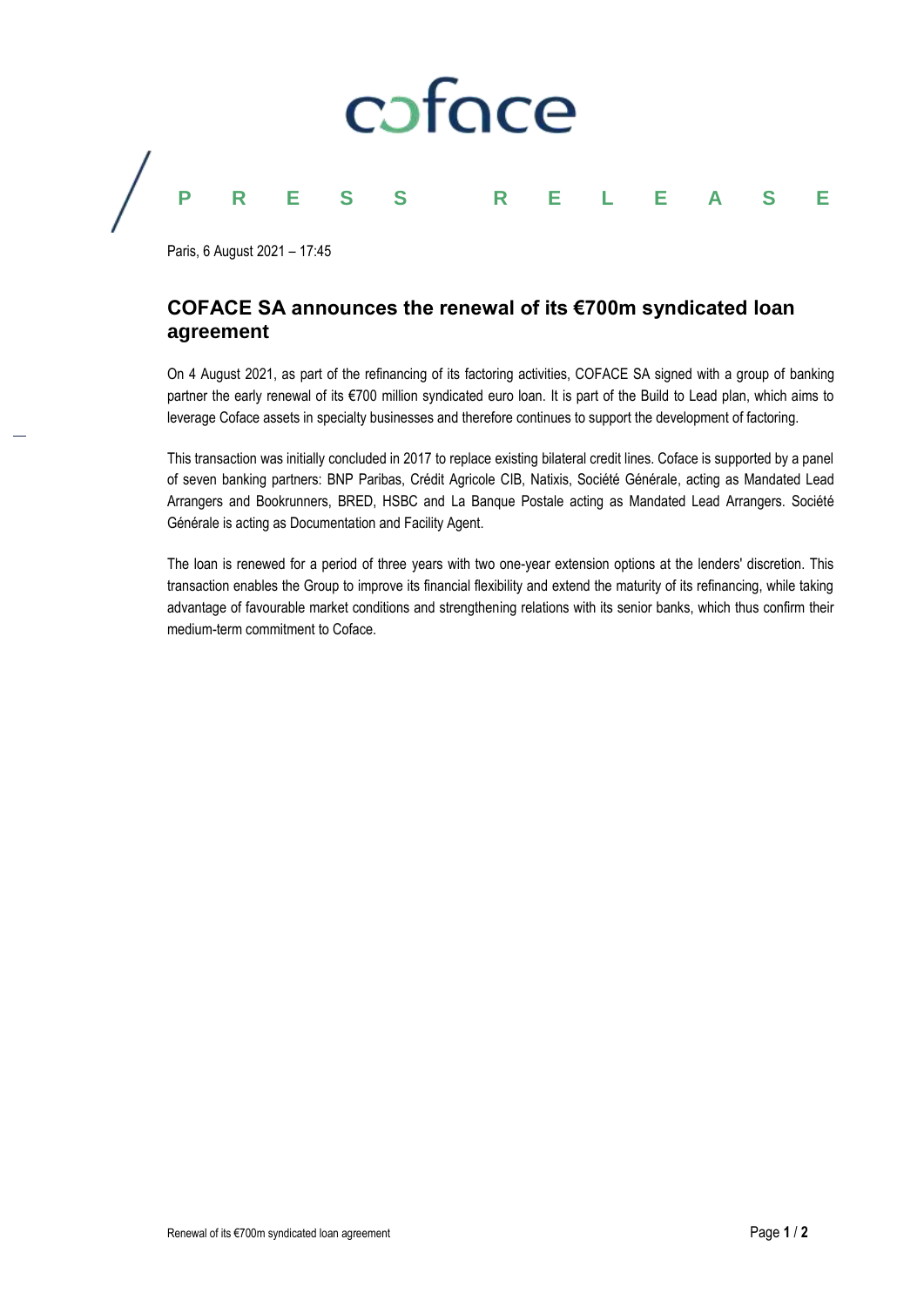# coface

**PRESS RELEASE**

Paris, 6 August 2021 – 17:45

## COFACE SA announces the renewal of its €700m syndicated loan agreement

On 4 August 2021, as part of the refinancing of its factoring activities, COFACE SA signed with a group of banking partner the early renewal of its €700 million syndicated euro loan. It is part of the Build to Lead plan, which aims to leverage Coface assets in specialty businesses and therefore continues to support the development of factoring.

This transaction was initially concluded in 2017 to replace existing bilateral credit lines. Coface is supported by a panel of seven banking partners: BNP Paribas, Crédit Agricole CIB, Natixis, Société Générale, acting as Mandated Lead Arrangers and Bookrunners, BRED, HSBC and La Banque Postale acting as Mandated Lead Arrangers. Société Générale is acting as Documentation and Facility Agent.

The loan is renewed for a period of three years with two one-year extension options at the lenders' discretion. This transaction enables the Group to improve its financial flexibility and extend the maturity of its refinancing, while taking advantage of favourable market conditions and strengthening relations with its senior banks, which thus confirm their medium-term commitment to Coface.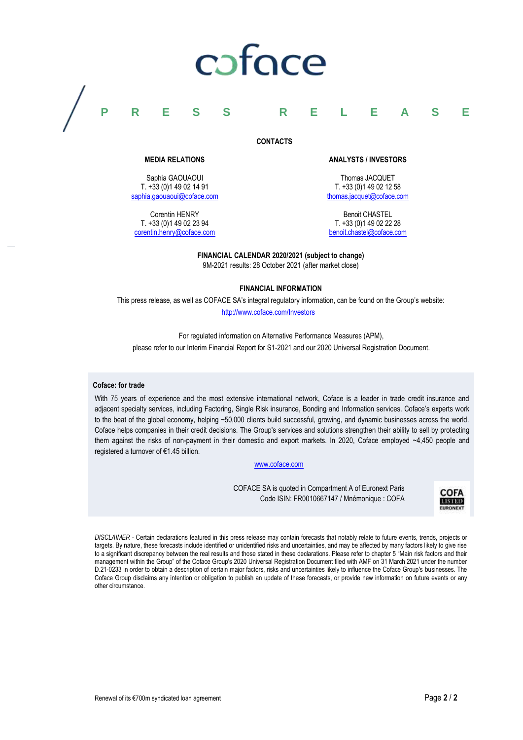# PRESS RELEASE

## CONTACTS

**MEDIA RELATIONS**

Saphia GAOUAOUI
T. +33 (0)1 49 02 14 91
saphia.gaouaoui@coface.com

Corentin HENRY
T. +33 (0)1 49 02 23 94
corentin.henry@coface.com

**ANALYSTS / INVESTORS**

Thomas JACQUET
T. +33 (0)1 49 02 12 58
thomas.jacquet@coface.com

Benoit CHASTEL
T. +33 (0)1 49 02 22 28
benoit.chastel@coface.com

**FINANCIAL CALENDAR 2020/2021 (subject to change)**

9M-2021 results: 28 October 2021 (after market close)

**FINANCIAL INFORMATION**

This press release, as well as COFACE SA's integral regulatory information, can be found on the Group's website: http://www.coface.com/Investors

For regulated information on Alternative Performance Measures (APM), please refer to our Interim Financial Report for S1-2021 and our 2020 Universal Registration Document.

**Coface: for trade**

With 75 years of experience and the most extensive international network, Coface is a leader in trade credit insurance and adjacent specialty services, including Factoring, Single Risk insurance, Bonding and Information services. Coface's experts work to the beat of the global economy, helping ~50,000 clients build successful, growing, and dynamic businesses across the world. Coface helps companies in their credit decisions. The Group's services and solutions strengthen their ability to sell by protecting them against the risks of non-payment in their domestic and export markets. In 2020, Coface employed ~4,450 people and registered a turnover of €1.45 billion.

www.coface.com

COFACE SA is quoted in Compartment A of Euronext Paris
Code ISIN: FR0010667147 / Mnémonique : COFA

*DISCLAIMER* - Certain declarations featured in this press release may contain forecasts that notably relate to future events, trends, projects or targets. By nature, these forecasts include identified or unidentified risks and uncertainties, and may be affected by many factors likely to give rise to a significant discrepancy between the real results and those stated in these declarations. Please refer to chapter 5 "Main risk factors and their management within the Group" of the Coface Group's 2020 Universal Registration Document filed with AMF on 31 March 2021 under the number D.21-0233 in order to obtain a description of certain major factors, risks and uncertainties likely to influence the Coface Group's businesses. The Coface Group disclaims any intention or obligation to publish an update of these forecasts, or provide new information on future events or any other circumstance.